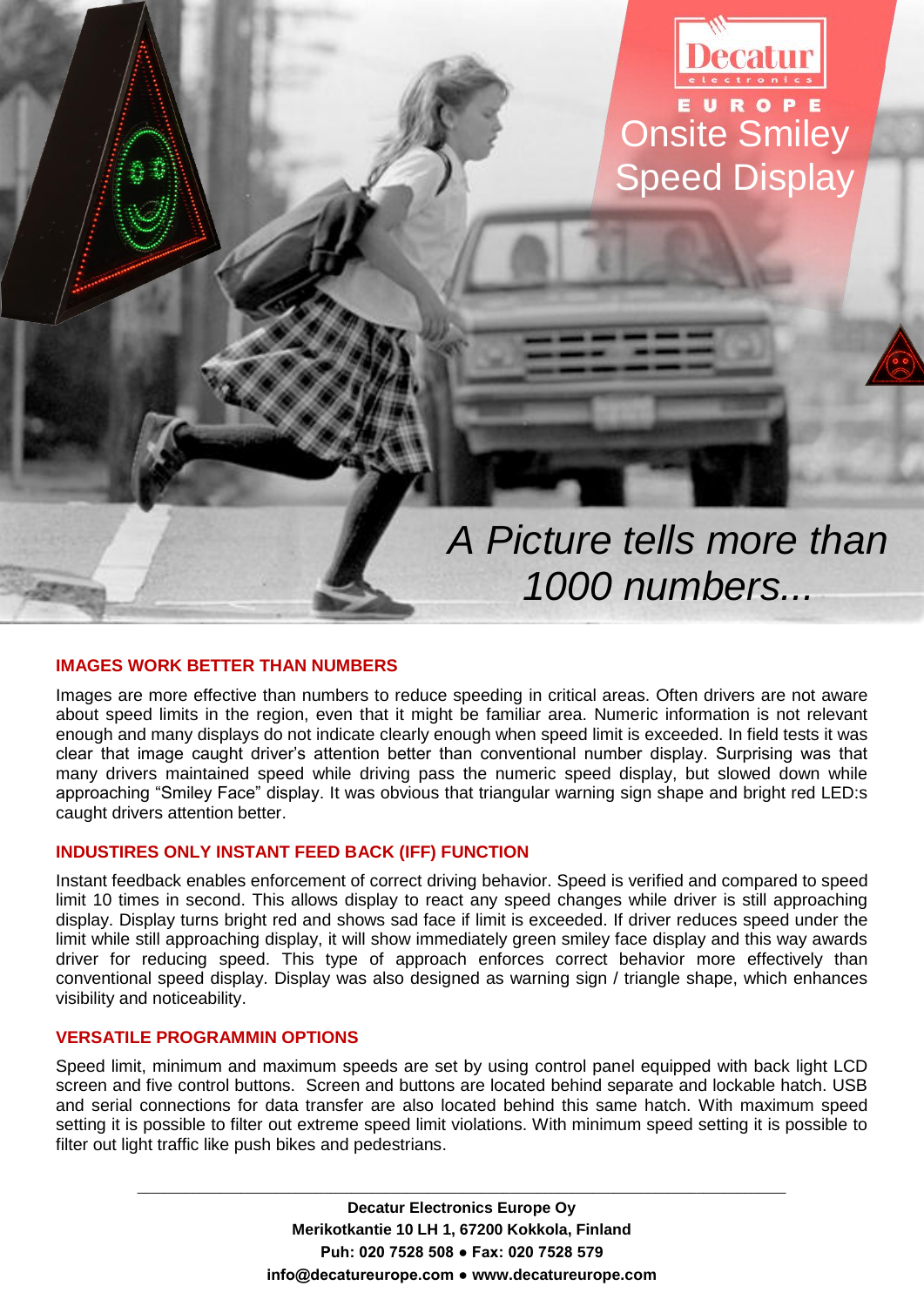Decatur electronics EUROPE

# Onsite Smiley Speed Display

*A Picture tells more than 1000 numbers...*

## IMAGES WORK BETTER THAN NUMBERS

Images are more effective than numbers to reduce speeding in critical areas. Often drivers are not aware about speed limits in the region, even that it might be familiar area. Numeric information is not relevant enough and many displays do not indicate clearly enough when speed limit is exceeded. In field tests it was clear that image caught driver's attention better than conventional number display. Surprising was that many drivers maintained speed while driving pass the numeric speed display, but slowed down while approaching "Smiley Face" display. It was obvious that triangular warning sign shape and bright red LED:s caught drivers attention better.

## INDUSTIRES ONLY INSTANT FEED BACK (IFF) FUNCTION

Instant feedback enables enforcement of correct driving behavior. Speed is verified and compared to speed limit 10 times in second. This allows display to react any speed changes while driver is still approaching display. Display turns bright red and shows sad face if limit is exceeded. If driver reduces speed under the limit while still approaching display, it will show immediately green smiley face display and this way awards driver for reducing speed. This type of approach enforces correct behavior more effectively than conventional speed display. Display was also designed as warning sign / triangle shape, which enhances visibility and noticeability.

## VERSATILE PROGRAMMIN OPTIONS

Speed limit, minimum and maximum speeds are set by using control panel equipped with back light LCD screen and five control buttons. Screen and buttons are located behind separate and lockable hatch. USB and serial connections for data transfer are also located behind this same hatch. With maximum speed setting it is possible to filter out extreme speed limit violations. With minimum speed setting it is possible to filter out light traffic like push bikes and pedestrians.

---

**Decatur Electronics Europe Oy**
**Merikotkantie 10 LH 1, 67200 Kokkola, Finland**
**Puh: 020 7528 508 ● Fax: 020 7528 579**
**info@decatureurope.com ● www.decatureurope.com**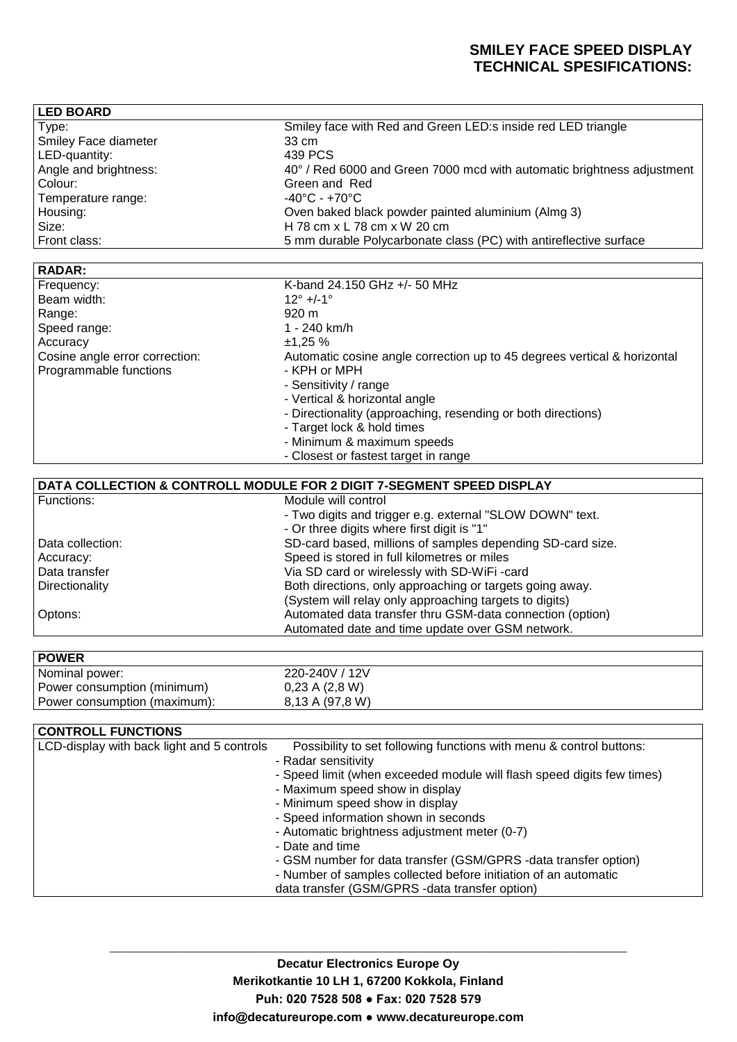# SMILEY FACE SPEED DISPLAY
# TECHNICAL SPESIFICATIONS:

| LED BOARD | |
|---|---|
| Type: | Smiley face with Red and Green LED:s inside red LED triangle |
| Smiley Face diameter | 33 cm |
| LED-quantity: | 439 PCS |
| Angle and brightness: | 40° / Red 6000 and Green 7000 mcd with automatic brightness adjustment |
| Colour: | Green and Red |
| Temperature range: | -40°C - +70°C |
| Housing: | Oven baked black powder painted aluminium (Almg 3) |
| Size: | H 78 cm x L 78 cm x W 20 cm |
| Front class: | 5 mm durable Polycarbonate class (PC) with antireflective surface |

| RADAR: | |
|---|---|
| Frequency: | K-band 24.150 GHz +/- 50 MHz |
| Beam width: | 12° +/-1° |
| Range: | 920 m |
| Speed range: | 1 - 240 km/h |
| Accuracy | ±1,25 % |
| Cosine angle error correction: | Automatic cosine angle correction up to 45 degrees vertical & horizontal |
| Programmable functions | - KPH or MPH<br>- Sensitivity / range<br>- Vertical & horizontal angle<br>- Directionality (approaching, resending or both directions)<br>- Target lock & hold times<br>- Minimum & maximum speeds<br>- Closest or fastest target in range |

| DATA COLLECTION & CONTROLL MODULE FOR 2 DIGIT 7-SEGMENT SPEED DISPLAY | |
|---|---|
| Functions: | Module will control<br>- Two digits and trigger e.g. external "SLOW DOWN" text.<br>- Or three digits where first digit is "1" |
| Data collection: | SD-card based, millions of samples depending SD-card size. |
| Accuracy: | Speed is stored in full kilometres or miles |
| Data transfer | Via SD card or wirelessly with SD-WiFi -card |
| Directionality | Both directions, only approaching or targets going away.<br>(System will relay only approaching targets to digits) |
| Optons: | Automated data transfer thru GSM-data connection (option)<br>Automated date and time update over GSM network. |

| POWER | |
|---|---|
| Nominal power: | 220-240V / 12V |
| Power consumption (minimum) | 0,23 A (2,8 W) |
| Power consumption (maximum): | 8,13 A (97,8 W) |

| CONTROLL FUNCTIONS | |
|---|---|
| LCD-display with back light and 5 controls | Possibility to set following functions with menu & control buttons:<br>- Radar sensitivity<br>- Speed limit (when exceeded module will flash speed digits few times)<br>- Maximum speed show in display<br>- Minimum speed show in display<br>- Speed information shown in seconds<br>- Automatic brightness adjustment meter (0-7)<br>- Date and time<br>- GSM number for data transfer (GSM/GPRS -data transfer option)<br>- Number of samples collected before initiation of an automatic data transfer (GSM/GPRS -data transfer option) |

**Decatur Electronics Europe Oy**
**Merikotkantie 10 LH 1, 67200 Kokkola, Finland**
**Puh: 020 7528 508 ● Fax: 020 7528 579**
**info@decatureurope.com ● www.decatureurope.com**